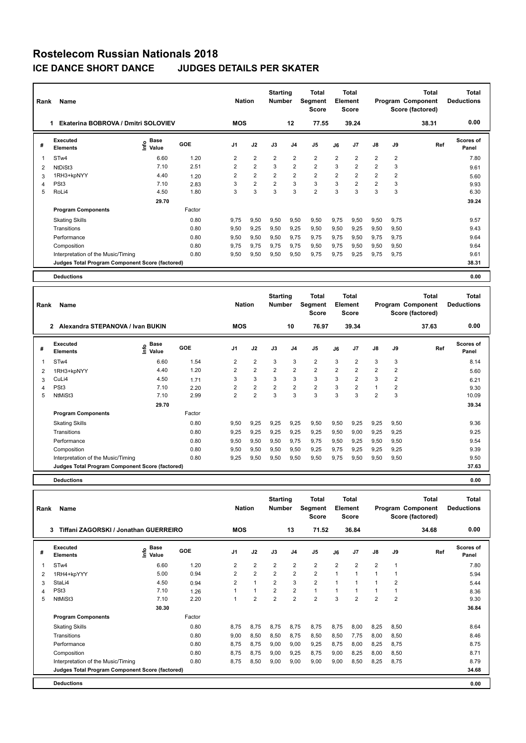# Rostelecom Russian Nationals 2018

## ICE DANCE SHORT DANCE JUDGES DETAILS PER SKATER

| Rank | Name | Nation | Starting Number | Total Segment Score | Total Element Score | Total Program Component Score (factored) | Total Deductions |
|---|---|---|---|---|---|---|---|
| 1 | Ekaterina BOBROVA / Dmitri SOLOVIEV | MOS | 12 | 77.55 | 39.24 | 38.31 | 0.00 |

| # | Executed Elements | Info | Base Value | GOE | J1 | J2 | J3 | J4 | J5 | J6 | J7 | J8 | J9 | Ref | Scores of Panel |
|---|---|---|---|---|---|---|---|---|---|---|---|---|---|---|---|
| 1 | STw4 | | 6.60 | 1.20 | 2 | 2 | 2 | 2 | 2 | 2 | 2 | 2 | 2 | | 7.80 |
| 2 | NtDiSt3 | | 7.10 | 2.51 | 2 | 2 | 3 | 2 | 2 | 3 | 2 | 2 | 3 | | 9.61 |
| 3 | 1RH3+kpNYY | | 4.40 | 1.20 | 2 | 2 | 2 | 2 | 2 | 2 | 2 | 2 | 2 | | 5.60 |
| 4 | PSt3 | | 7.10 | 2.83 | 3 | 2 | 2 | 3 | 3 | 3 | 2 | 2 | 3 | | 9.93 |
| 5 | RoLi4 | | 4.50 | 1.80 | 3 | 3 | 3 | 3 | 2 | 3 | 3 | 3 | 3 | | 6.30 |
| | | | 29.70 | | | | | | | | | | | | 39.24 |

| Program Components | Factor | J1 | J2 | J3 | J4 | J5 | J6 | J7 | J8 | J9 | Scores of Panel |
|---|---|---|---|---|---|---|---|---|---|---|---|
| Skating Skills | 0.80 | 9,75 | 9,50 | 9,50 | 9,50 | 9,50 | 9,75 | 9,50 | 9,50 | 9,75 | 9.57 |
| Transitions | 0.80 | 9,50 | 9,25 | 9,50 | 9,25 | 9,50 | 9,50 | 9,25 | 9,50 | 9,50 | 9.43 |
| Performance | 0.80 | 9,50 | 9,50 | 9,50 | 9,75 | 9,75 | 9,75 | 9,50 | 9,75 | 9,75 | 9.64 |
| Composition | 0.80 | 9,75 | 9,75 | 9,75 | 9,75 | 9,50 | 9,75 | 9,50 | 9,50 | 9,50 | 9.64 |
| Interpretation of the Music/Timing | 0.80 | 9,50 | 9,50 | 9,50 | 9,50 | 9,75 | 9,75 | 9,25 | 9,75 | 9,75 | 9.61 |
| Judges Total Program Component Score (factored) | | | | | | | | | | | 38.31 |

**Deductions** 0.00

| Rank | Name | Nation | Starting Number | Total Segment Score | Total Element Score | Total Program Component Score (factored) | Total Deductions |
|---|---|---|---|---|---|---|---|
| 2 | Alexandra STEPANOVA / Ivan BUKIN | MOS | 10 | 76.97 | 39.34 | 37.63 | 0.00 |

| # | Executed Elements | Info | Base Value | GOE | J1 | J2 | J3 | J4 | J5 | J6 | J7 | J8 | J9 | Ref | Scores of Panel |
|---|---|---|---|---|---|---|---|---|---|---|---|---|---|---|---|
| 1 | STw4 | | 6.60 | 1.54 | 2 | 2 | 3 | 3 | 2 | 3 | 2 | 3 | 3 | | 8.14 |
| 2 | 1RH3+kpNYY | | 4.40 | 1.20 | 2 | 2 | 2 | 2 | 2 | 2 | 2 | 2 | 2 | | 5.60 |
| 3 | CuLi4 | | 4.50 | 1.71 | 3 | 3 | 3 | 3 | 3 | 3 | 2 | 3 | 2 | | 6.21 |
| 4 | PSt3 | | 7.10 | 2.20 | 2 | 2 | 2 | 2 | 2 | 3 | 2 | 1 | 2 | | 9.30 |
| 5 | NtMiSt3 | | 7.10 | 2.99 | 2 | 2 | 3 | 3 | 3 | 3 | 3 | 2 | 3 | | 10.09 |
| | | | 29.70 | | | | | | | | | | | | 39.34 |

| Program Components | Factor | J1 | J2 | J3 | J4 | J5 | J6 | J7 | J8 | J9 | Scores of Panel |
|---|---|---|---|---|---|---|---|---|---|---|---|
| Skating Skills | 0.80 | 9,50 | 9,25 | 9,25 | 9,25 | 9,50 | 9,50 | 9,25 | 9,25 | 9,50 | 9.36 |
| Transitions | 0.80 | 9,25 | 9,25 | 9,25 | 9,25 | 9,25 | 9,50 | 9,00 | 9,25 | 9,25 | 9.25 |
| Performance | 0.80 | 9,50 | 9,50 | 9,50 | 9,75 | 9,75 | 9,50 | 9,25 | 9,50 | 9,50 | 9.54 |
| Composition | 0.80 | 9,50 | 9,50 | 9,50 | 9,50 | 9,25 | 9,75 | 9,25 | 9,25 | 9,25 | 9.39 |
| Interpretation of the Music/Timing | 0.80 | 9,25 | 9,50 | 9,50 | 9,50 | 9,50 | 9,75 | 9,50 | 9,50 | 9,50 | 9.50 |
| Judges Total Program Component Score (factored) | | | | | | | | | | | 37.63 |

**Deductions** 0.00

| Rank | Name | Nation | Starting Number | Total Segment Score | Total Element Score | Total Program Component Score (factored) | Total Deductions |
|---|---|---|---|---|---|---|---|
| 3 | Tiffani ZAGORSKI / Jonathan GUERREIRO | MOS | 13 | 71.52 | 36.84 | 34.68 | 0.00 |

| # | Executed Elements | Info | Base Value | GOE | J1 | J2 | J3 | J4 | J5 | J6 | J7 | J8 | J9 | Ref | Scores of Panel |
|---|---|---|---|---|---|---|---|---|---|---|---|---|---|---|---|
| 1 | STw4 | | 6.60 | 1.20 | 2 | 2 | 2 | 2 | 2 | 2 | 2 | 2 | 1 | | 7.80 |
| 2 | 1RH4+kpYYY | | 5.00 | 0.94 | 2 | 2 | 2 | 2 | 2 | 1 | 1 | 1 | 1 | | 5.94 |
| 3 | StaLi4 | | 4.50 | 0.94 | 2 | 1 | 2 | 3 | 2 | 1 | 1 | 1 | 2 | | 5.44 |
| 4 | PSt3 | | 7.10 | 1.26 | 1 | 1 | 2 | 2 | 1 | 1 | 1 | 1 | 1 | | 8.36 |
| 5 | NtMiSt3 | | 7.10 | 2.20 | 1 | 2 | 2 | 2 | 2 | 3 | 2 | 2 | 2 | | 9.30 |
| | | | 30.30 | | | | | | | | | | | | 36.84 |

| Program Components | Factor | J1 | J2 | J3 | J4 | J5 | J6 | J7 | J8 | J9 | Scores of Panel |
|---|---|---|---|---|---|---|---|---|---|---|---|
| Skating Skills | 0.80 | 8,75 | 8,75 | 8,75 | 8,75 | 8,75 | 8,75 | 8,00 | 8,25 | 8,50 | 8.64 |
| Transitions | 0.80 | 9,00 | 8,50 | 8,50 | 8,75 | 8,50 | 8,50 | 7,75 | 8,00 | 8,50 | 8.46 |
| Performance | 0.80 | 8,75 | 8,75 | 9,00 | 9,00 | 9,25 | 8,75 | 8,00 | 8,25 | 8,75 | 8.75 |
| Composition | 0.80 | 8,75 | 8,75 | 9,00 | 9,25 | 8,75 | 9,00 | 8,25 | 8,00 | 8,50 | 8.71 |
| Interpretation of the Music/Timing | 0.80 | 8,75 | 8,50 | 9,00 | 9,00 | 9,00 | 9,00 | 8,50 | 8,25 | 8,75 | 8.79 |
| Judges Total Program Component Score (factored) | | | | | | | | | | | 34.68 |

**Deductions** 0.00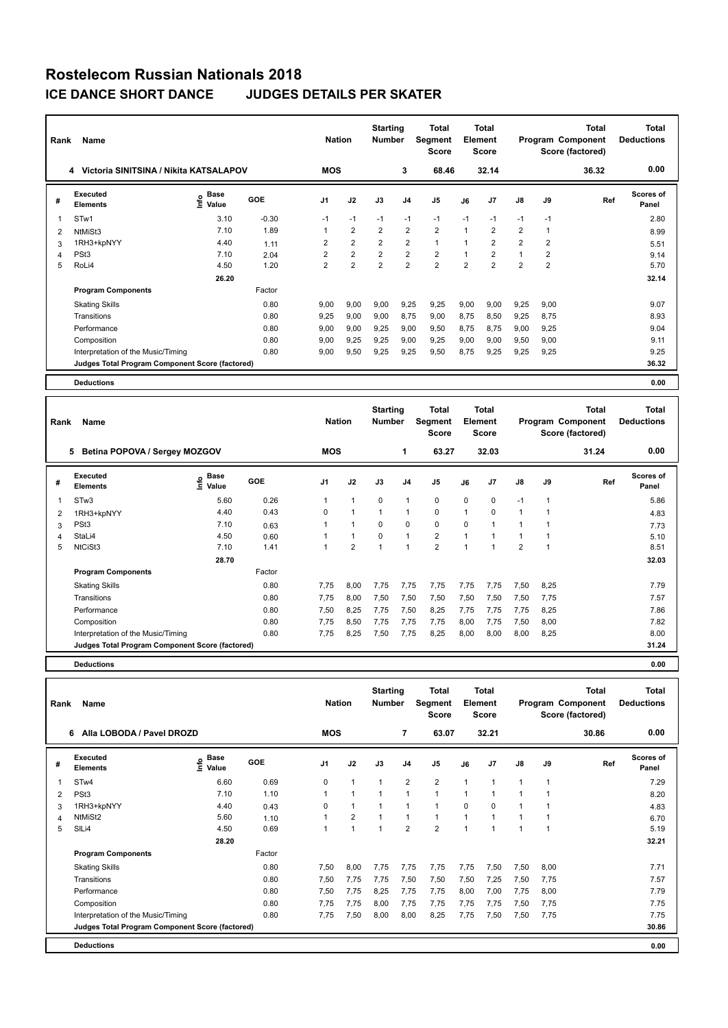# Rostelecom Russian Nationals 2018

## ICE DANCE SHORT DANCE JUDGES DETAILS PER SKATER

| Rank | Name | Nation | Starting Number | Total Segment Score | Total Element Score | Total Program Component Score (factored) | Total Deductions |
|---|---|---|---|---|---|---|---|
| 4 | Victoria SINITSINA / Nikita KATSALAPOV | MOS | 3 | 68.46 | 32.14 | 36.32 | 0.00 |

| # | Executed Elements | Info | Base Value | GOE | J1 | J2 | J3 | J4 | J5 | J6 | J7 | J8 | J9 | Ref | Scores of Panel |
|---|---|---|---|---|---|---|---|---|---|---|---|---|---|---|---|
| 1 | STw1 | | 3.10 | -0.30 | -1 | -1 | -1 | -1 | -1 | -1 | -1 | -1 | -1 | | 2.80 |
| 2 | NtMiSt3 | | 7.10 | 1.89 | 1 | 2 | 2 | 2 | 2 | 1 | 2 | 2 | 1 | | 8.99 |
| 3 | 1RH3+kpNYY | | 4.40 | 1.11 | 2 | 2 | 2 | 2 | 1 | 1 | 2 | 2 | 2 | | 5.51 |
| 4 | PSt3 | | 7.10 | 2.04 | 2 | 2 | 2 | 2 | 2 | 1 | 2 | 1 | 2 | | 9.14 |
| 5 | RoLi4 | | 4.50 | 1.20 | 2 | 2 | 2 | 2 | 2 | 2 | 2 | 2 | 2 | | 5.70 |
| | | | 26.20 | | | | | | | | | | | | 32.14 |
| | **Program Components** | | | Factor | | | | | | | | | | | |
| | Skating Skills | | | 0.80 | 9,00 | 9,00 | 9,00 | 9,25 | 9,25 | 9,00 | 9,00 | 9,25 | 9,00 | | 9.07 |
| | Transitions | | | 0.80 | 9,25 | 9,00 | 9,00 | 8,75 | 9,00 | 8,75 | 8,50 | 9,25 | 8,75 | | 8.93 |
| | Performance | | | 0.80 | 9,00 | 9,00 | 9,25 | 9,00 | 9,50 | 8,75 | 8,75 | 9,00 | 9,25 | | 9.04 |
| | Composition | | | 0.80 | 9,00 | 9,25 | 9,25 | 9,00 | 9,25 | 9,00 | 9,00 | 9,50 | 9,00 | | 9.11 |
| | Interpretation of the Music/Timing | | | 0.80 | 9,00 | 9,50 | 9,25 | 9,25 | 9,50 | 8,75 | 9,25 | 9,25 | 9,25 | | 9.25 |
| | **Judges Total Program Component Score (factored)** | | | | | | | | | | | | | | 36.32 |
| | **Deductions** | | | | | | | | | | | | | | 0.00 |

| Rank | Name | Nation | Starting Number | Total Segment Score | Total Element Score | Total Program Component Score (factored) | Total Deductions |
|---|---|---|---|---|---|---|---|
| 5 | Betina POPOVA / Sergey MOZGOV | MOS | 1 | 63.27 | 32.03 | 31.24 | 0.00 |

| # | Executed Elements | Info | Base Value | GOE | J1 | J2 | J3 | J4 | J5 | J6 | J7 | J8 | J9 | Ref | Scores of Panel |
|---|---|---|---|---|---|---|---|---|---|---|---|---|---|---|---|
| 1 | STw3 | | 5.60 | 0.26 | 1 | 1 | 0 | 1 | 0 | 0 | 0 | -1 | 1 | | 5.86 |
| 2 | 1RH3+kpNYY | | 4.40 | 0.43 | 0 | 1 | 1 | 1 | 0 | 1 | 0 | 1 | 1 | | 4.83 |
| 3 | PSt3 | | 7.10 | 0.63 | 1 | 1 | 0 | 0 | 0 | 0 | 1 | 1 | 1 | | 7.73 |
| 4 | StaLi4 | | 4.50 | 0.60 | 1 | 1 | 0 | 1 | 2 | 1 | 1 | 1 | 1 | | 5.10 |
| 5 | NtCiSt3 | | 7.10 | 1.41 | 1 | 2 | 1 | 1 | 2 | 1 | 1 | 2 | 1 | | 8.51 |
| | | | 28.70 | | | | | | | | | | | | 32.03 |
| | **Program Components** | | | Factor | | | | | | | | | | | |
| | Skating Skills | | | 0.80 | 7,75 | 8,00 | 7,75 | 7,75 | 7,75 | 7,75 | 7,75 | 7,50 | 8,25 | | 7.79 |
| | Transitions | | | 0.80 | 7,75 | 8,00 | 7,50 | 7,50 | 7,50 | 7,50 | 7,50 | 7,50 | 7,75 | | 7.57 |
| | Performance | | | 0.80 | 7,50 | 8,25 | 7,75 | 7,50 | 8,25 | 7,75 | 7,75 | 7,75 | 8,25 | | 7.86 |
| | Composition | | | 0.80 | 7,75 | 8,50 | 7,75 | 7,75 | 7,75 | 8,00 | 7,75 | 7,50 | 8,00 | | 7.82 |
| | Interpretation of the Music/Timing | | | 0.80 | 7,75 | 8,25 | 7,50 | 7,75 | 8,25 | 8,00 | 8,00 | 8,00 | 8,25 | | 8.00 |
| | **Judges Total Program Component Score (factored)** | | | | | | | | | | | | | | 31.24 |
| | **Deductions** | | | | | | | | | | | | | | 0.00 |

| Rank | Name | Nation | Starting Number | Total Segment Score | Total Element Score | Total Program Component Score (factored) | Total Deductions |
|---|---|---|---|---|---|---|---|
| 6 | Alla LOBODA / Pavel DROZD | MOS | 7 | 63.07 | 32.21 | 30.86 | 0.00 |

| # | Executed Elements | Info | Base Value | GOE | J1 | J2 | J3 | J4 | J5 | J6 | J7 | J8 | J9 | Ref | Scores of Panel |
|---|---|---|---|---|---|---|---|---|---|---|---|---|---|---|---|
| 1 | STw4 | | 6.60 | 0.69 | 0 | 1 | 1 | 2 | 2 | 1 | 1 | 1 | 1 | | 7.29 |
| 2 | PSt3 | | 7.10 | 1.10 | 1 | 1 | 1 | 1 | 1 | 1 | 1 | 1 | 1 | | 8.20 |
| 3 | 1RH3+kpNYY | | 4.40 | 0.43 | 0 | 1 | 1 | 1 | 1 | 0 | 0 | 1 | 1 | | 4.83 |
| 4 | NtMiSt2 | | 5.60 | 1.10 | 1 | 2 | 1 | 1 | 1 | 1 | 1 | 1 | 1 | | 6.70 |
| 5 | SlLi4 | | 4.50 | 0.69 | 1 | 1 | 1 | 2 | 2 | 1 | 1 | 1 | 1 | | 5.19 |
| | | | 28.20 | | | | | | | | | | | | 32.21 |
| | **Program Components** | | | Factor | | | | | | | | | | | |
| | Skating Skills | | | 0.80 | 7,50 | 8,00 | 7,75 | 7,75 | 7,75 | 7,75 | 7,50 | 7,50 | 8,00 | | 7.71 |
| | Transitions | | | 0.80 | 7,50 | 7,75 | 7,75 | 7,50 | 7,50 | 7,50 | 7,25 | 7,50 | 7,75 | | 7.57 |
| | Performance | | | 0.80 | 7,50 | 7,75 | 8,25 | 7,75 | 7,75 | 8,00 | 7,00 | 7,75 | 8,00 | | 7.79 |
| | Composition | | | 0.80 | 7,75 | 7,75 | 8,00 | 7,75 | 7,75 | 7,75 | 7,75 | 7,50 | 7,75 | | 7.75 |
| | Interpretation of the Music/Timing | | | 0.80 | 7,75 | 7,50 | 8,00 | 8,00 | 8,25 | 7,75 | 7,50 | 7,50 | 7,75 | | 7.75 |
| | **Judges Total Program Component Score (factored)** | | | | | | | | | | | | | | 30.86 |
| | **Deductions** | | | | | | | | | | | | | | 0.00 |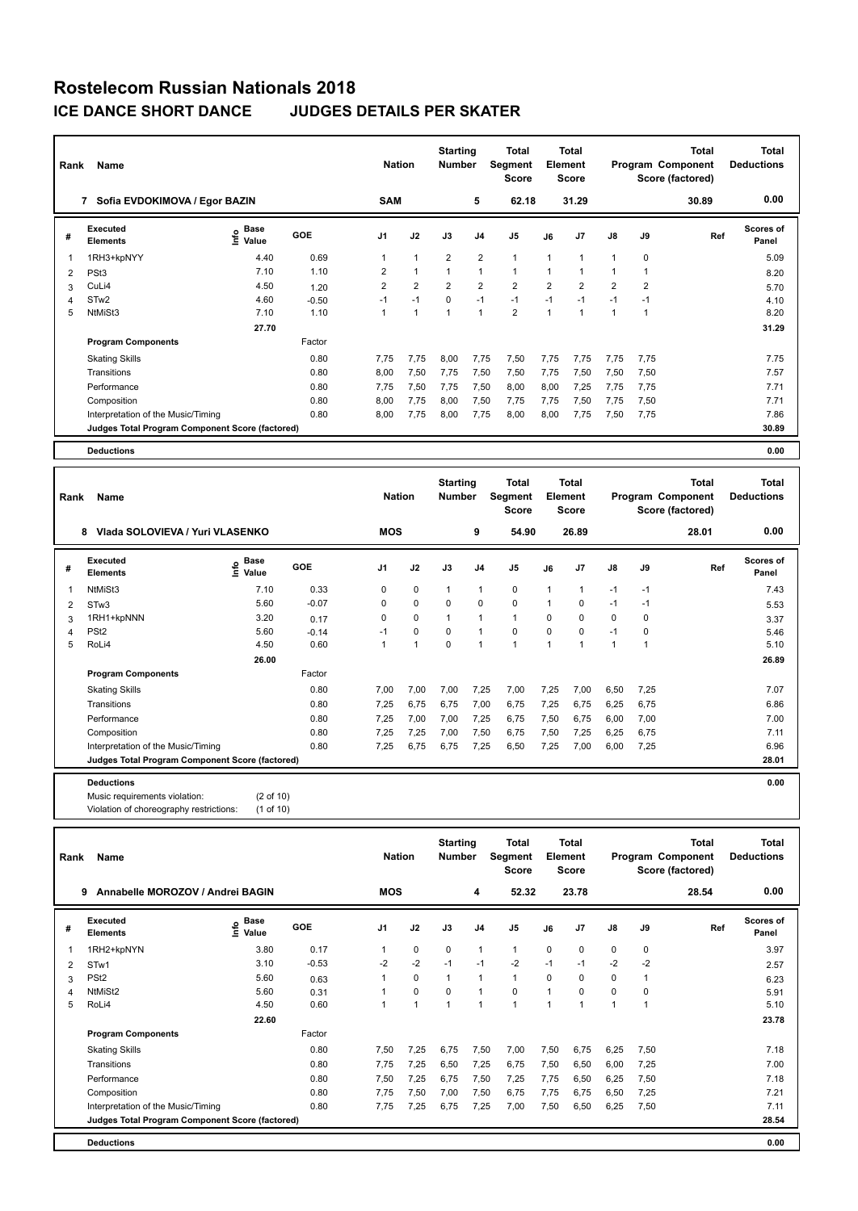# Rostelecom Russian Nationals 2018

## ICE DANCE SHORT DANCE JUDGES DETAILS PER SKATER

| Rank | Name | Nation | Starting Number | Total Segment Score | Total Element Score | Total Program Component Score (factored) | Total Deductions |
|---|---|---|---|---|---|---|---|
| 7 | Sofia EVDOKIMOVA / Egor BAZIN | SAM | 5 | 62.18 | 31.29 | 30.89 | 0.00 |

| # | Executed Elements | Info | Base Value | GOE | J1 | J2 | J3 | J4 | J5 | J6 | J7 | J8 | J9 | Ref | Scores of Panel |
|---|---|---|---|---|---|---|---|---|---|---|---|---|---|---|---|
| 1 | 1RH3+kpNYY | | 4.40 | 0.69 | 1 | 1 | 2 | 2 | 1 | 1 | 1 | 1 | 0 | | 5.09 |
| 2 | PSt3 | | 7.10 | 1.10 | 2 | 1 | 1 | 1 | 1 | 1 | 1 | 1 | 1 | | 8.20 |
| 3 | CuLi4 | | 4.50 | 1.20 | 2 | 2 | 2 | 2 | 2 | 2 | 2 | 2 | 2 | | 5.70 |
| 4 | STw2 | | 4.60 | -0.50 | -1 | -1 | 0 | -1 | -1 | -1 | -1 | -1 | -1 | | 4.10 |
| 5 | NtMiSt3 | | 7.10 | 1.10 | 1 | 1 | 1 | 1 | 2 | 1 | 1 | 1 | 1 | | 8.20 |
| | | | 27.70 | | | | | | | | | | | | 31.29 |

| Program Components | Factor | J1 | J2 | J3 | J4 | J5 | J6 | J7 | J8 | J9 | Scores of Panel |
|---|---|---|---|---|---|---|---|---|---|---|---|
| Skating Skills | 0.80 | 7,75 | 7,75 | 8,00 | 7,75 | 7,50 | 7,75 | 7,75 | 7,75 | 7,75 | 7.75 |
| Transitions | 0.80 | 8,00 | 7,50 | 7,75 | 7,50 | 7,50 | 7,75 | 7,50 | 7,50 | 7,50 | 7.57 |
| Performance | 0.80 | 7,75 | 7,50 | 7,75 | 7,50 | 8,00 | 8,00 | 7,25 | 7,75 | 7,75 | 7.71 |
| Composition | 0.80 | 8,00 | 7,75 | 8,00 | 7,50 | 7,75 | 7,75 | 7,50 | 7,75 | 7,50 | 7.71 |
| Interpretation of the Music/Timing | 0.80 | 8,00 | 7,75 | 8,00 | 7,75 | 8,00 | 8,00 | 7,75 | 7,50 | 7,75 | 7.86 |
| Judges Total Program Component Score (factored) | | | | | | | | | | | 30.89 |

**Deductions** 0.00

| Rank | Name | Nation | Starting Number | Total Segment Score | Total Element Score | Total Program Component Score (factored) | Total Deductions |
|---|---|---|---|---|---|---|---|
| 8 | Vlada SOLOVIEVA / Yuri VLASENKO | MOS | 9 | 54.90 | 26.89 | 28.01 | 0.00 |

| # | Executed Elements | Info | Base Value | GOE | J1 | J2 | J3 | J4 | J5 | J6 | J7 | J8 | J9 | Ref | Scores of Panel |
|---|---|---|---|---|---|---|---|---|---|---|---|---|---|---|---|
| 1 | NtMiSt3 | | 7.10 | 0.33 | 0 | 0 | 1 | 1 | 0 | 1 | 1 | -1 | -1 | | 7.43 |
| 2 | STw3 | | 5.60 | -0.07 | 0 | 0 | 0 | 0 | 0 | 1 | 0 | -1 | -1 | | 5.53 |
| 3 | 1RH1+kpNNN | | 3.20 | 0.17 | 0 | 0 | 1 | 1 | 1 | 0 | 0 | 0 | 0 | | 3.37 |
| 4 | PSt2 | | 5.60 | -0.14 | -1 | 0 | 0 | 1 | 0 | 0 | 0 | -1 | 0 | | 5.46 |
| 5 | RoLi4 | | 4.50 | 0.60 | 1 | 1 | 0 | 1 | 1 | 1 | 1 | 1 | 1 | | 5.10 |
| | | | 26.00 | | | | | | | | | | | | 26.89 |

| Program Components | Factor | J1 | J2 | J3 | J4 | J5 | J6 | J7 | J8 | J9 | Scores of Panel |
|---|---|---|---|---|---|---|---|---|---|---|---|
| Skating Skills | 0.80 | 7,00 | 7,00 | 7,00 | 7,25 | 7,00 | 7,25 | 7,00 | 6,50 | 7,25 | 7.07 |
| Transitions | 0.80 | 7,25 | 6,75 | 6,75 | 7,00 | 6,75 | 7,25 | 6,75 | 6,25 | 6,75 | 6.86 |
| Performance | 0.80 | 7,25 | 7,00 | 7,00 | 7,25 | 6,75 | 7,50 | 6,75 | 6,00 | 7,00 | 7.00 |
| Composition | 0.80 | 7,25 | 7,25 | 7,00 | 7,50 | 6,75 | 7,50 | 7,25 | 6,25 | 6,75 | 7.11 |
| Interpretation of the Music/Timing | 0.80 | 7,25 | 6,75 | 6,75 | 7,25 | 6,50 | 7,25 | 7,00 | 6,00 | 7,25 | 6.96 |
| Judges Total Program Component Score (factored) | | | | | | | | | | | 28.01 |

**Deductions** 0.00

Music requirements violation: (2 of 10)
Violation of choreography restrictions: (1 of 10)

| Rank | Name | Nation | Starting Number | Total Segment Score | Total Element Score | Total Program Component Score (factored) | Total Deductions |
|---|---|---|---|---|---|---|---|
| 9 | Annabelle MOROZOV / Andrei BAGIN | MOS | 4 | 52.32 | 23.78 | 28.54 | 0.00 |

| # | Executed Elements | Info | Base Value | GOE | J1 | J2 | J3 | J4 | J5 | J6 | J7 | J8 | J9 | Ref | Scores of Panel |
|---|---|---|---|---|---|---|---|---|---|---|---|---|---|---|---|
| 1 | 1RH2+kpNYN | | 3.80 | 0.17 | 1 | 0 | 0 | 1 | 1 | 0 | 0 | 0 | 0 | | 3.97 |
| 2 | STw1 | | 3.10 | -0.53 | -2 | -2 | -1 | -1 | -2 | -1 | -1 | -2 | -2 | | 2.57 |
| 3 | PSt2 | | 5.60 | 0.63 | 1 | 0 | 1 | 1 | 1 | 0 | 0 | 0 | 1 | | 6.23 |
| 4 | NtMiSt2 | | 5.60 | 0.31 | 1 | 0 | 0 | 1 | 0 | 1 | 0 | 0 | 0 | | 5.91 |
| 5 | RoLi4 | | 4.50 | 0.60 | 1 | 1 | 1 | 1 | 1 | 1 | 1 | 1 | 1 | | 5.10 |
| | | | 22.60 | | | | | | | | | | | | 23.78 |

| Program Components | Factor | J1 | J2 | J3 | J4 | J5 | J6 | J7 | J8 | J9 | Scores of Panel |
|---|---|---|---|---|---|---|---|---|---|---|---|
| Skating Skills | 0.80 | 7,50 | 7,25 | 6,75 | 7,50 | 7,00 | 7,50 | 6,75 | 6,25 | 7,50 | 7.18 |
| Transitions | 0.80 | 7,75 | 7,25 | 6,50 | 7,25 | 6,75 | 7,50 | 6,50 | 6,00 | 7,25 | 7.00 |
| Performance | 0.80 | 7,50 | 7,25 | 6,75 | 7,50 | 7,25 | 7,75 | 6,50 | 6,25 | 7,50 | 7.18 |
| Composition | 0.80 | 7,75 | 7,50 | 7,00 | 7,50 | 6,75 | 7,75 | 6,75 | 6,50 | 7,25 | 7.21 |
| Interpretation of the Music/Timing | 0.80 | 7,75 | 7,25 | 6,75 | 7,25 | 7,00 | 7,50 | 6,50 | 6,25 | 7,50 | 7.11 |
| Judges Total Program Component Score (factored) | | | | | | | | | | | 28.54 |

**Deductions** 0.00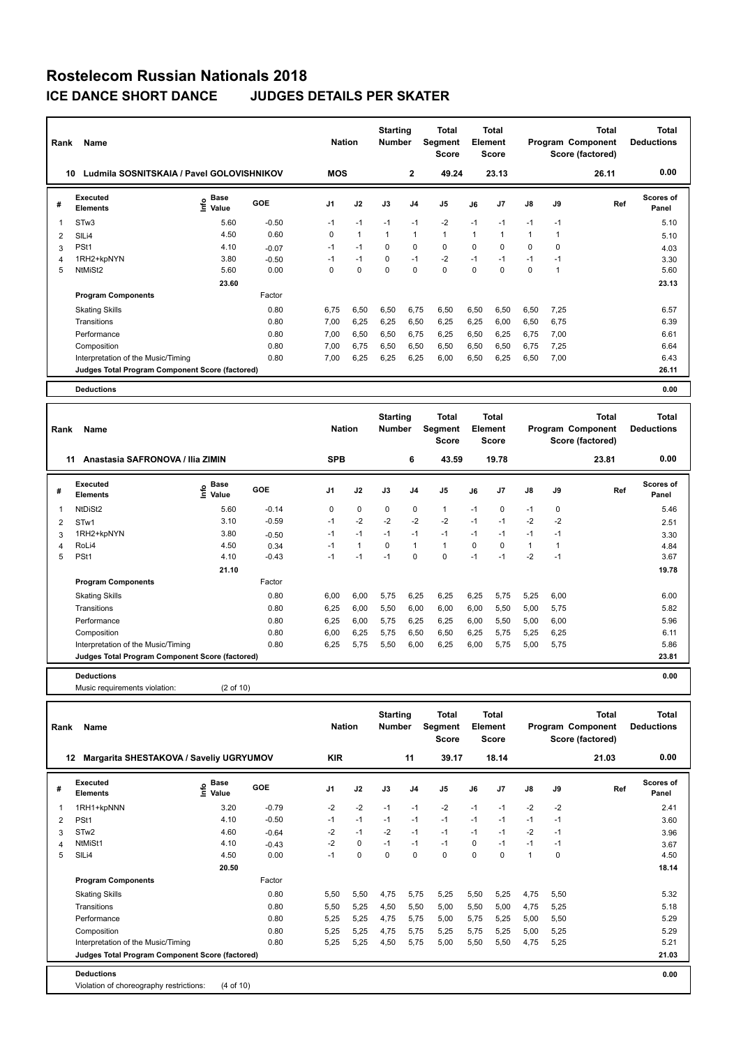# Rostelecom Russian Nationals 2018

## ICE DANCE SHORT DANCE JUDGES DETAILS PER SKATER

| Rank | Name | Nation | Starting Number | Total Segment Score | Total Element Score | Total Program Component Score (factored) | Total Deductions |
|---|---|---|---|---|---|---|---|
| 10 | Ludmila SOSNITSKAIA / Pavel GOLOVISHNIKOV | MOS | 2 | 49.24 | 23.13 | 26.11 | 0.00 |

| # | Executed Elements | Info | Base Value | GOE | J1 | J2 | J3 | J4 | J5 | J6 | J7 | J8 | J9 | Ref | Scores of Panel |
|---|---|---|---|---|---|---|---|---|---|---|---|---|---|---|---|
| 1 | STw3 | | 5.60 | -0.50 | -1 | -1 | -1 | -1 | -2 | -1 | -1 | -1 | -1 | | 5.10 |
| 2 | SlLi4 | | 4.50 | 0.60 | 0 | 1 | 1 | 1 | 1 | 1 | 1 | 1 | 1 | | 5.10 |
| 3 | PSt1 | | 4.10 | -0.07 | -1 | -1 | 0 | 0 | 0 | 0 | 0 | 0 | 0 | | 4.03 |
| 4 | 1RH2+kpNYN | | 3.80 | -0.50 | -1 | -1 | 0 | -1 | -2 | -1 | -1 | -1 | -1 | | 3.30 |
| 5 | NtMiSt2 | | 5.60 | 0.00 | 0 | 0 | 0 | 0 | 0 | 0 | 0 | 0 | 1 | | 5.60 |
| | | | 23.60 | | | | | | | | | | | | 23.13 |

| Program Components | Factor | J1 | J2 | J3 | J4 | J5 | J6 | J7 | J8 | J9 | Scores of Panel |
|---|---|---|---|---|---|---|---|---|---|---|---|
| Skating Skills | 0.80 | 6,75 | 6,50 | 6,50 | 6,75 | 6,50 | 6,50 | 6,50 | 6,50 | 7,25 | 6.57 |
| Transitions | 0.80 | 7,00 | 6,25 | 6,25 | 6,50 | 6,25 | 6,25 | 6,00 | 6,50 | 6,75 | 6.39 |
| Performance | 0.80 | 7,00 | 6,50 | 6,50 | 6,75 | 6,25 | 6,50 | 6,25 | 6,75 | 7,00 | 6.61 |
| Composition | 0.80 | 7,00 | 6,75 | 6,50 | 6,50 | 6,50 | 6,50 | 6,50 | 6,75 | 7,25 | 6.64 |
| Interpretation of the Music/Timing | 0.80 | 7,00 | 6,25 | 6,25 | 6,25 | 6,00 | 6,50 | 6,25 | 6,50 | 7,00 | 6.43 |
| Judges Total Program Component Score (factored) | | | | | | | | | | | 26.11 |

**Deductions** 0.00

| Rank | Name | Nation | Starting Number | Total Segment Score | Total Element Score | Total Program Component Score (factored) | Total Deductions |
|---|---|---|---|---|---|---|---|
| 11 | Anastasia SAFRONOVA / Ilia ZIMIN | SPB | 6 | 43.59 | 19.78 | 23.81 | 0.00 |

| # | Executed Elements | Info | Base Value | GOE | J1 | J2 | J3 | J4 | J5 | J6 | J7 | J8 | J9 | Ref | Scores of Panel |
|---|---|---|---|---|---|---|---|---|---|---|---|---|---|---|---|
| 1 | NtDiSt2 | | 5.60 | -0.14 | 0 | 0 | 0 | 0 | 1 | -1 | 0 | -1 | 0 | | 5.46 |
| 2 | STw1 | | 3.10 | -0.59 | -1 | -2 | -2 | -2 | -2 | -1 | -1 | -2 | -2 | | 2.51 |
| 3 | 1RH2+kpNYN | | 3.80 | -0.50 | -1 | -1 | -1 | -1 | -1 | -1 | -1 | -1 | -1 | | 3.30 |
| 4 | RoLi4 | | 4.50 | 0.34 | -1 | 1 | 0 | 1 | 1 | 0 | 0 | 1 | 1 | | 4.84 |
| 5 | PSt1 | | 4.10 | -0.43 | -1 | -1 | -1 | 0 | 0 | -1 | -1 | -2 | -1 | | 3.67 |
| | | | 21.10 | | | | | | | | | | | | 19.78 |

| Program Components | Factor | J1 | J2 | J3 | J4 | J5 | J6 | J7 | J8 | J9 | Scores of Panel |
|---|---|---|---|---|---|---|---|---|---|---|---|
| Skating Skills | 0.80 | 6,00 | 6,00 | 5,75 | 6,25 | 6,25 | 6,25 | 5,75 | 5,25 | 6,00 | 6.00 |
| Transitions | 0.80 | 6,25 | 6,00 | 5,50 | 6,00 | 6,00 | 6,00 | 5,50 | 5,00 | 5,75 | 5.82 |
| Performance | 0.80 | 6,25 | 6,00 | 5,75 | 6,25 | 6,25 | 6,00 | 5,50 | 5,00 | 6,00 | 5.96 |
| Composition | 0.80 | 6,00 | 6,25 | 5,75 | 6,50 | 6,50 | 6,25 | 5,75 | 5,25 | 6,25 | 6.11 |
| Interpretation of the Music/Timing | 0.80 | 6,25 | 5,75 | 5,50 | 6,00 | 6,25 | 6,00 | 5,75 | 5,00 | 5,75 | 5.86 |
| Judges Total Program Component Score (factored) | | | | | | | | | | | 23.81 |

**Deductions** 0.00

Music requirements violation: (2 of 10)

| Rank | Name | Nation | Starting Number | Total Segment Score | Total Element Score | Total Program Component Score (factored) | Total Deductions |
|---|---|---|---|---|---|---|---|
| 12 | Margarita SHESTAKOVA / Saveliy UGRYUMOV | KIR | 11 | 39.17 | 18.14 | 21.03 | 0.00 |

| # | Executed Elements | Info | Base Value | GOE | J1 | J2 | J3 | J4 | J5 | J6 | J7 | J8 | J9 | Ref | Scores of Panel |
|---|---|---|---|---|---|---|---|---|---|---|---|---|---|---|---|
| 1 | 1RH1+kpNNN | | 3.20 | -0.79 | -2 | -2 | -1 | -1 | -2 | -1 | -1 | -2 | -2 | | 2.41 |
| 2 | PSt1 | | 4.10 | -0.50 | -1 | -1 | -1 | -1 | -1 | -1 | -1 | -1 | -1 | | 3.60 |
| 3 | STw2 | | 4.60 | -0.64 | -2 | -1 | -2 | -1 | -1 | -1 | -1 | -2 | -1 | | 3.96 |
| 4 | NtMiSt1 | | 4.10 | -0.43 | -2 | 0 | -1 | -1 | -1 | 0 | -1 | -1 | -1 | | 3.67 |
| 5 | SlLi4 | | 4.50 | 0.00 | -1 | 0 | 0 | 0 | 0 | 0 | 0 | 1 | 0 | | 4.50 |
| | | | 20.50 | | | | | | | | | | | | 18.14 |

| Program Components | Factor | J1 | J2 | J3 | J4 | J5 | J6 | J7 | J8 | J9 | Scores of Panel |
|---|---|---|---|---|---|---|---|---|---|---|---|
| Skating Skills | 0.80 | 5,50 | 5,50 | 4,75 | 5,75 | 5,25 | 5,50 | 5,25 | 4,75 | 5,50 | 5.32 |
| Transitions | 0.80 | 5,50 | 5,25 | 4,50 | 5,50 | 5,00 | 5,50 | 5,00 | 4,75 | 5,25 | 5.18 |
| Performance | 0.80 | 5,25 | 5,25 | 4,75 | 5,75 | 5,00 | 5,75 | 5,25 | 5,00 | 5,50 | 5.29 |
| Composition | 0.80 | 5,25 | 5,25 | 4,75 | 5,75 | 5,25 | 5,75 | 5,25 | 5,00 | 5,25 | 5.29 |
| Interpretation of the Music/Timing | 0.80 | 5,25 | 5,25 | 4,50 | 5,75 | 5,00 | 5,50 | 5,50 | 4,75 | 5,25 | 5.21 |
| Judges Total Program Component Score (factored) | | | | | | | | | | | 21.03 |

**Deductions** 0.00

Violation of choreography restrictions: (4 of 10)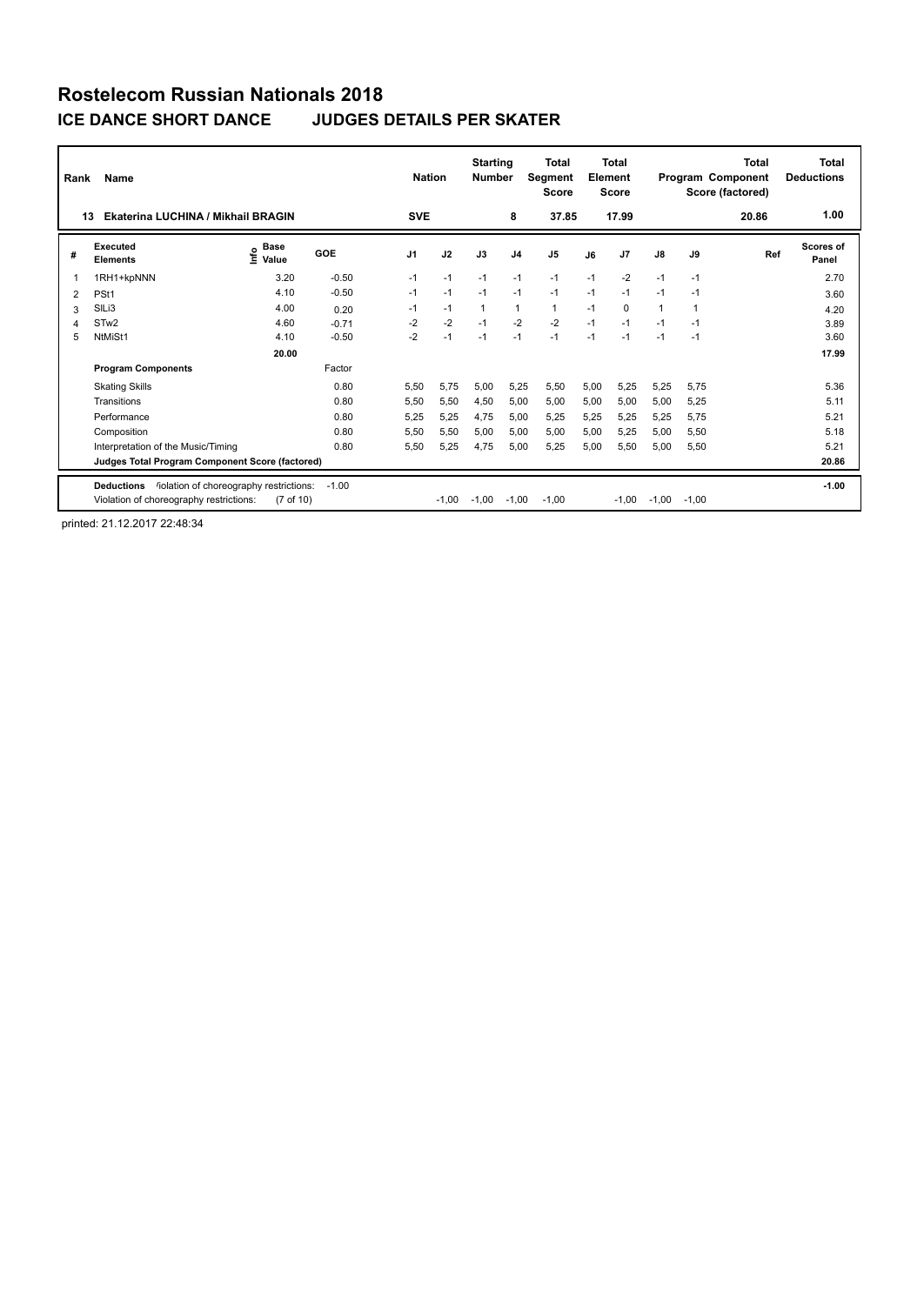# Rostelecom Russian Nationals 2018

## ICE DANCE SHORT DANCE JUDGES DETAILS PER SKATER

| Rank | Name | Nation | Starting Number | Total Segment Score | Total Element Score | Total Program Component Score (factored) | Total Deductions |
|---|---|---|---|---|---|---|---|
| 13 | Ekaterina LUCHINA / Mikhail BRAGIN | SVE | 8 | 37.85 | 17.99 | 20.86 | 1.00 |

| # | Executed Elements | Info | Base Value | GOE | J1 | J2 | J3 | J4 | J5 | J6 | J7 | J8 | J9 | Ref | Scores of Panel |
|---|---|---|---|---|---|---|---|---|---|---|---|---|---|---|---|
| 1 | 1RH1+kpNNN | | 3.20 | -0.50 | -1 | -1 | -1 | -1 | -1 | -1 | -2 | -1 | -1 | | 2.70 |
| 2 | PSt1 | | 4.10 | -0.50 | -1 | -1 | -1 | -1 | -1 | -1 | -1 | -1 | -1 | | 3.60 |
| 3 | SlLi3 | | 4.00 | 0.20 | -1 | -1 | 1 | 1 | 1 | -1 | 0 | 1 | 1 | | 4.20 |
| 4 | STw2 | | 4.60 | -0.71 | -2 | -2 | -1 | -2 | -2 | -1 | -1 | -1 | -1 | | 3.89 |
| 5 | NtMiSt1 | | 4.10 | -0.50 | -2 | -1 | -1 | -1 | -1 | -1 | -1 | -1 | -1 | | 3.60 |
| | | | 20.00 | | | | | | | | | | | | 17.99 |
| | **Program Components** | | | Factor | | | | | | | | | | | |
| | Skating Skills | | | 0.80 | 5,50 | 5,75 | 5,00 | 5,25 | 5,50 | 5,00 | 5,25 | 5,25 | 5,75 | | 5.36 |
| | Transitions | | | 0.80 | 5,50 | 5,50 | 4,50 | 5,00 | 5,00 | 5,00 | 5,00 | 5,00 | 5,25 | | 5.11 |
| | Performance | | | 0.80 | 5,25 | 5,25 | 4,75 | 5,00 | 5,25 | 5,25 | 5,25 | 5,25 | 5,75 | | 5.21 |
| | Composition | | | 0.80 | 5,50 | 5,50 | 5,00 | 5,00 | 5,00 | 5,00 | 5,25 | 5,00 | 5,50 | | 5.18 |
| | Interpretation of the Music/Timing | | | 0.80 | 5,50 | 5,25 | 4,75 | 5,00 | 5,25 | 5,00 | 5,50 | 5,00 | 5,50 | | 5.21 |
| | **Judges Total Program Component Score (factored)** | | | | | | | | | | | | | | 20.86 |
| | **Deductions** Violation of choreography restrictions: | | | -1.00 | | | | | | | | | | | -1.00 |
| | Violation of choreography restrictions: (7 of 10) | | | | | -1,00 | -1,00 | -1,00 | -1,00 | | -1,00 | -1,00 | -1,00 | | |

printed: 21.12.2017 22:48:34